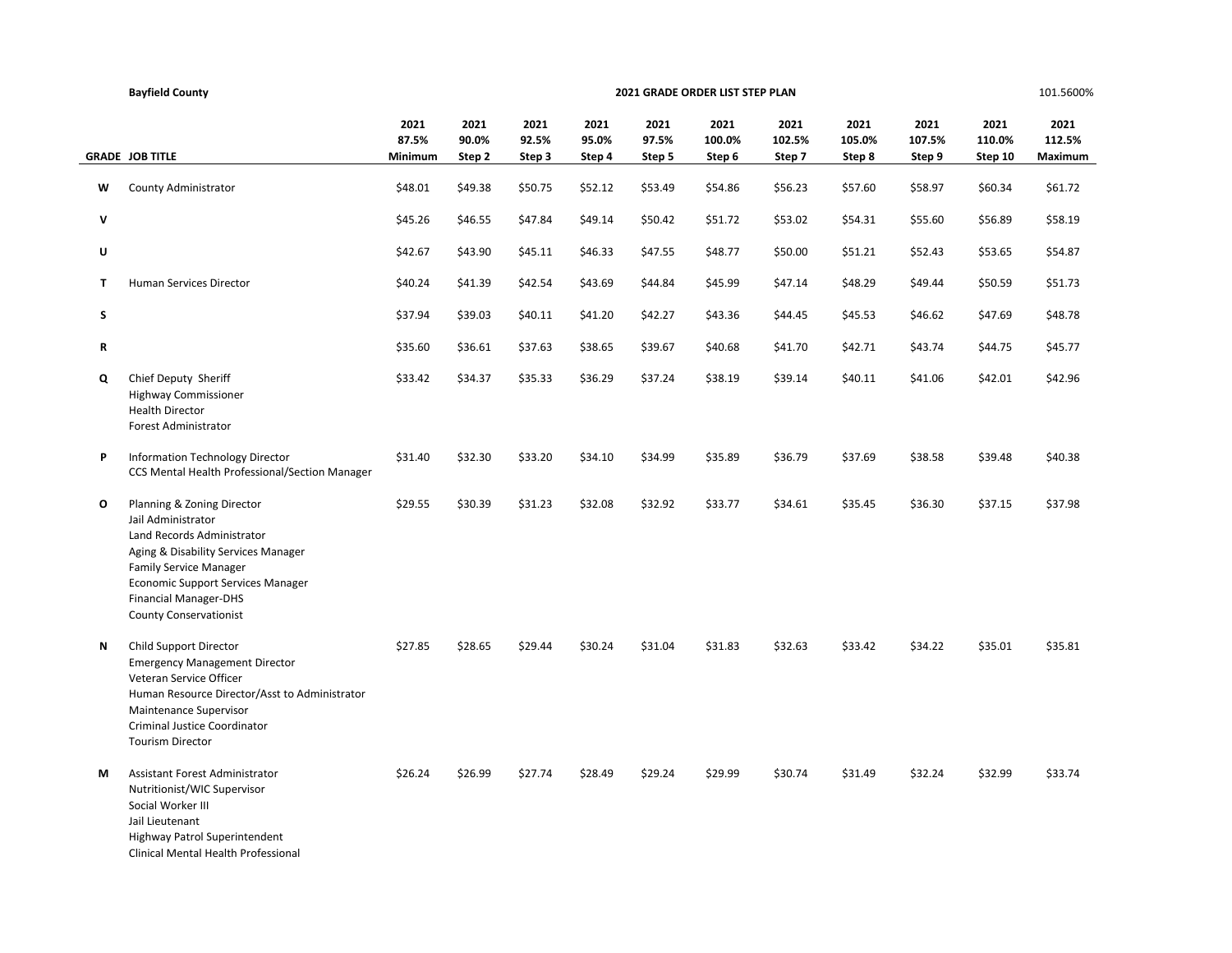**Bayfield County** | **2021 GRADE ORDER LIST STEP PLAN** | 101.5600%

| GRADE | JOB TITLE | 2021 87.5% Minimum | 2021 90.0% Step 2 | 2021 92.5% Step 3 | 2021 95.0% Step 4 | 2021 97.5% Step 5 | 2021 100.0% Step 6 | 2021 102.5% Step 7 | 2021 105.0% Step 8 | 2021 107.5% Step 9 | 2021 110.0% Step 10 | 2021 112.5% Maximum |
|---|---|---|---|---|---|---|---|---|---|---|---|---|
| **W** | County Administrator | $48.01 | $49.38 | $50.75 | $52.12 | $53.49 | $54.86 | $56.23 | $57.60 | $58.97 | $60.34 | $61.72 |
| **V** | | $45.26 | $46.55 | $47.84 | $49.14 | $50.42 | $51.72 | $53.02 | $54.31 | $55.60 | $56.89 | $58.19 |
| **U** | | $42.67 | $43.90 | $45.11 | $46.33 | $47.55 | $48.77 | $50.00 | $51.21 | $52.43 | $53.65 | $54.87 |
| **T** | Human Services Director | $40.24 | $41.39 | $42.54 | $43.69 | $44.84 | $45.99 | $47.14 | $48.29 | $49.44 | $50.59 | $51.73 |
| **S** | | $37.94 | $39.03 | $40.11 | $41.20 | $42.27 | $43.36 | $44.45 | $45.53 | $46.62 | $47.69 | $48.78 |
| **R** | | $35.60 | $36.61 | $37.63 | $38.65 | $39.67 | $40.68 | $41.70 | $42.71 | $43.74 | $44.75 | $45.77 |
| **Q** | Chief Deputy Sheriff<br>Highway Commissioner<br>Health Director<br>Forest Administrator | $33.42 | $34.37 | $35.33 | $36.29 | $37.24 | $38.19 | $39.14 | $40.11 | $41.06 | $42.01 | $42.96 |
| **P** | Information Technology Director<br>CCS Mental Health Professional/Section Manager | $31.40 | $32.30 | $33.20 | $34.10 | $34.99 | $35.89 | $36.79 | $37.69 | $38.58 | $39.48 | $40.38 |
| **O** | Planning & Zoning Director<br>Jail Administrator<br>Land Records Administrator<br>Aging & Disability Services Manager<br>Family Service Manager<br>Economic Support Services Manager<br>Financial Manager-DHS<br>County Conservationist | $29.55 | $30.39 | $31.23 | $32.08 | $32.92 | $33.77 | $34.61 | $35.45 | $36.30 | $37.15 | $37.98 |
| **N** | Child Support Director<br>Emergency Management Director<br>Veteran Service Officer<br>Human Resource Director/Asst to Administrator<br>Maintenance Supervisor<br>Criminal Justice Coordinator<br>Tourism Director | $27.85 | $28.65 | $29.44 | $30.24 | $31.04 | $31.83 | $32.63 | $33.42 | $34.22 | $35.01 | $35.81 |
| **M** | Assistant Forest Administrator<br>Nutritionist/WIC Supervisor<br>Social Worker III<br>Jail Lieutenant<br>Highway Patrol Superintendent<br>Clinical Mental Health Professional | $26.24 | $26.99 | $27.74 | $28.49 | $29.24 | $29.99 | $30.74 | $31.49 | $32.24 | $32.99 | $33.74 |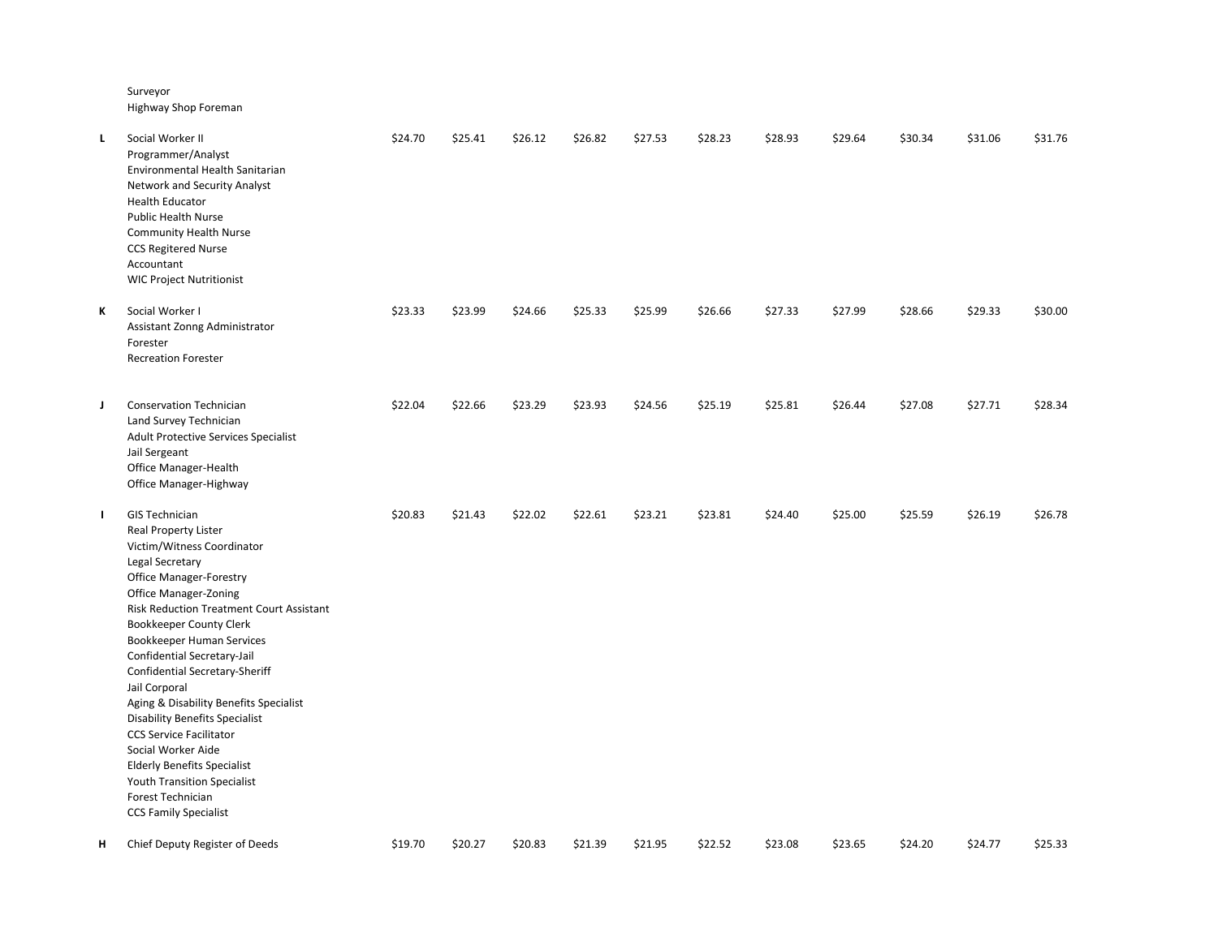| Grade | Position | | | | | | | | | | | |
|---|---|---|---|---|---|---|---|---|---|---|---|---|
| | Surveyor<br>Highway Shop Foreman | | | | | | | | | | | |
| L | Social Worker II<br>Programmer/Analyst<br>Environmental Health Sanitarian<br>Network and Security Analyst<br>Health Educator<br>Public Health Nurse<br>Community Health Nurse<br>CCS Regitered Nurse<br>Accountant<br>WIC Project Nutritionist | $24.70 | $25.41 | $26.12 | $26.82 | $27.53 | $28.23 | $28.93 | $29.64 | $30.34 | $31.06 | $31.76 |
| K | Social Worker I<br>Assistant Zonng Administrator<br>Forester<br>Recreation Forester | $23.33 | $23.99 | $24.66 | $25.33 | $25.99 | $26.66 | $27.33 | $27.99 | $28.66 | $29.33 | $30.00 |
| J | Conservation Technician<br>Land Survey Technician<br>Adult Protective Services Specialist<br>Jail Sergeant<br>Office Manager-Health<br>Office Manager-Highway | $22.04 | $22.66 | $23.29 | $23.93 | $24.56 | $25.19 | $25.81 | $26.44 | $27.08 | $27.71 | $28.34 |
| I | GIS Technician<br>Real Property Lister<br>Victim/Witness Coordinator<br>Legal Secretary<br>Office Manager-Forestry<br>Office Manager-Zoning<br>Risk Reduction Treatment Court Assistant<br>Bookkeeper County Clerk<br>Bookkeeper Human Services<br>Confidential Secretary-Jail<br>Confidential Secretary-Sheriff<br>Jail Corporal<br>Aging & Disability Benefits Specialist<br>Disability Benefits Specialist<br>CCS Service Facilitator<br>Social Worker Aide<br>Elderly Benefits Specialist<br>Youth Transition Specialist<br>Forest Technician<br>CCS Family Specialist | $20.83 | $21.43 | $22.02 | $22.61 | $23.21 | $23.81 | $24.40 | $25.00 | $25.59 | $26.19 | $26.78 |
| H | Chief Deputy Register of Deeds | $19.70 | $20.27 | $20.83 | $21.39 | $21.95 | $22.52 | $23.08 | $23.65 | $24.20 | $24.77 | $25.33 |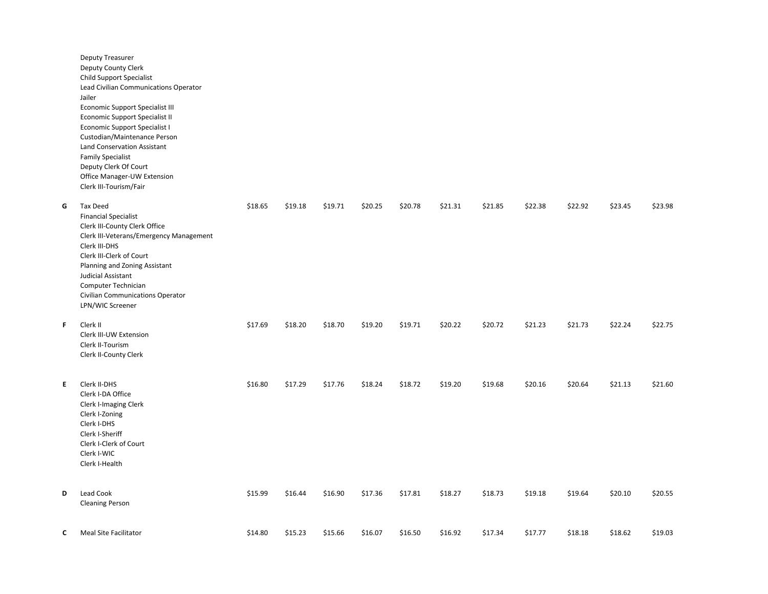| Grade | Position | Step 1 | Step 2 | Step 3 | Step 4 | Step 5 | Step 6 | Step 7 | Step 8 | Step 9 | Step 10 | Step 11 |
|---|---|---|---|---|---|---|---|---|---|---|---|---|
| | Deputy Treasurer<br>Deputy County Clerk<br>Child Support Specialist<br>Lead Civilian Communications Operator<br>Jailer<br>Economic Support Specialist III<br>Economic Support Specialist II<br>Economic Support Specialist I<br>Custodian/Maintenance Person<br>Land Conservation Assistant<br>Family Specialist<br>Deputy Clerk Of Court<br>Office Manager-UW Extension<br>Clerk III-Tourism/Fair | | | | | | | | | | | |
| G | Tax Deed<br>Financial Specialist<br>Clerk III-County Clerk Office<br>Clerk III-Veterans/Emergency Management<br>Clerk III-DHS<br>Clerk III-Clerk of Court<br>Planning and Zoning Assistant<br>Judicial Assistant<br>Computer Technician<br>Civilian Communications Operator<br>LPN/WIC Screener | $18.65 | $19.18 | $19.71 | $20.25 | $20.78 | $21.31 | $21.85 | $22.38 | $22.92 | $23.45 | $23.98 |
| F | Clerk II<br>Clerk III-UW Extension<br>Clerk II-Tourism<br>Clerk II-County Clerk | $17.69 | $18.20 | $18.70 | $19.20 | $19.71 | $20.22 | $20.72 | $21.23 | $21.73 | $22.24 | $22.75 |
| E | Clerk II-DHS<br>Clerk I-DA Office<br>Clerk I-Imaging Clerk<br>Clerk I-Zoning<br>Clerk I-DHS<br>Clerk I-Sheriff<br>Clerk I-Clerk of Court<br>Clerk I-WIC<br>Clerk I-Health | $16.80 | $17.29 | $17.76 | $18.24 | $18.72 | $19.20 | $19.68 | $20.16 | $20.64 | $21.13 | $21.60 |
| D | Lead Cook<br>Cleaning Person | $15.99 | $16.44 | $16.90 | $17.36 | $17.81 | $18.27 | $18.73 | $19.18 | $19.64 | $20.10 | $20.55 |
| C | Meal Site Facilitator | $14.80 | $15.23 | $15.66 | $16.07 | $16.50 | $16.92 | $17.34 | $17.77 | $18.18 | $18.62 | $19.03 |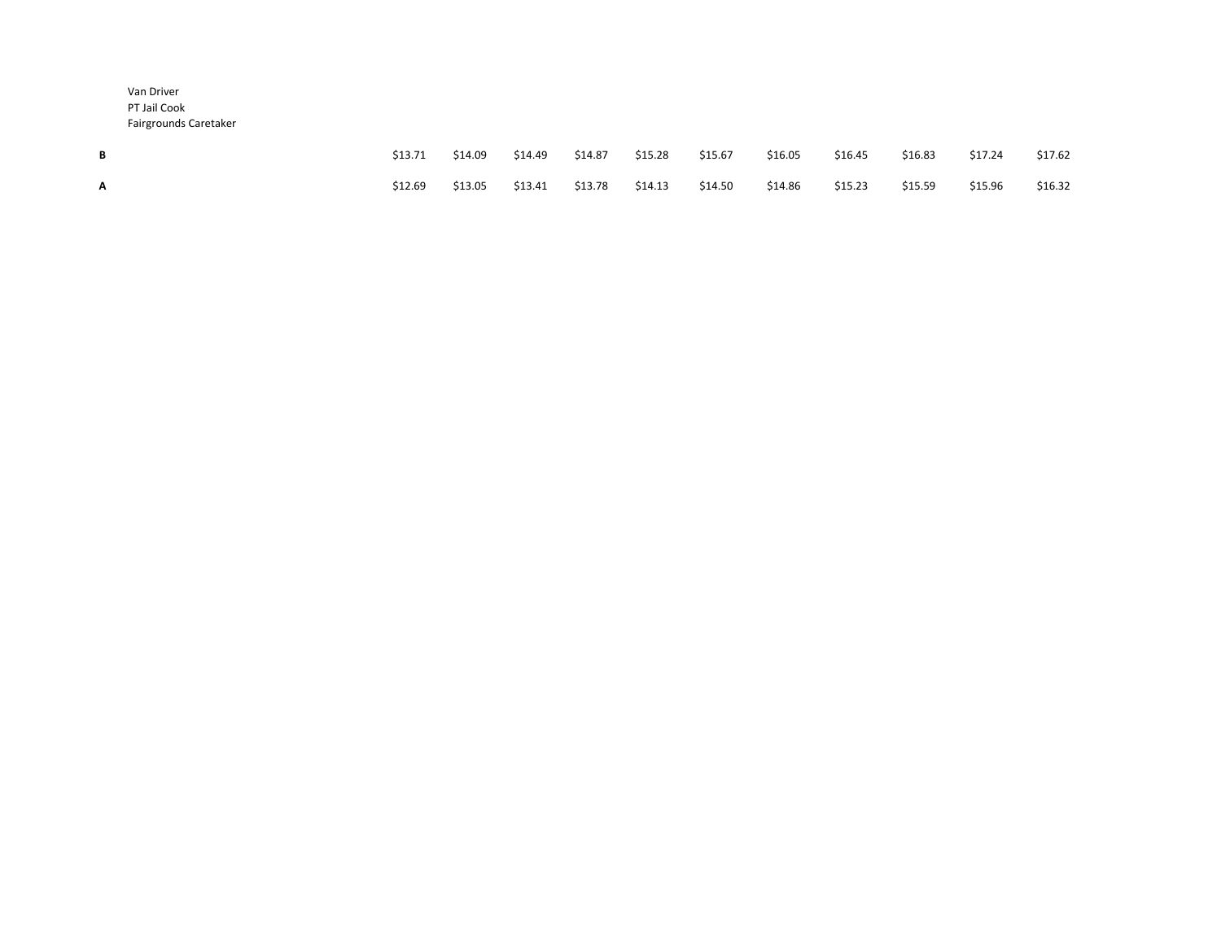| | | | | | | | | | | | | |
|---|---|---|---|---|---|---|---|---|---|---|---|---|
| | Van Driver<br>PT Jail Cook<br>Fairgrounds Caretaker | | | | | | | | | | | |
| **B** | | $13.71 | $14.09 | $14.49 | $14.87 | $15.28 | $15.67 | $16.05 | $16.45 | $16.83 | $17.24 | $17.62 |
| **A** | | $12.69 | $13.05 | $13.41 | $13.78 | $14.13 | $14.50 | $14.86 | $15.23 | $15.59 | $15.96 | $16.32 |